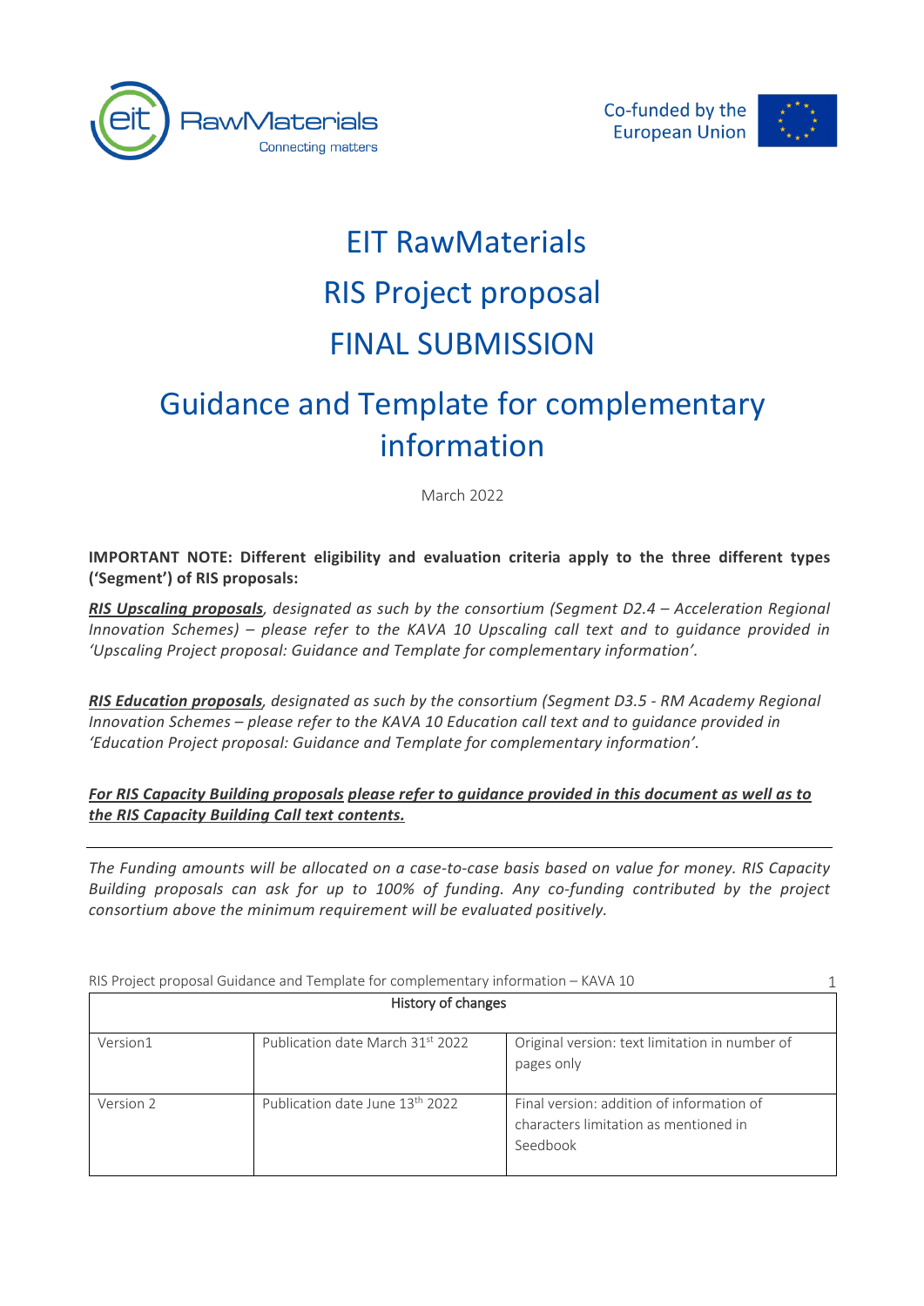EIT RawMaterials

Connecting matters

Co-funded by the European Union

# EIT RawMaterials
# RIS Project proposal
# FINAL SUBMISSION

## Guidance and Template for complementary information

March 2022

**IMPORTANT NOTE: Different eligibility and evaluation criteria apply to the three different types ('Segment') of RIS proposals:**

***RIS Upscaling proposals***, *designated as such by the consortium (Segment D2.4 – Acceleration Regional Innovation Schemes) – please refer to the KAVA 10 Upscaling call text and to guidance provided in 'Upscaling Project proposal: Guidance and Template for complementary information'.*

***RIS Education proposals***, *designated as such by the consortium (Segment D3.5 - RM Academy Regional Innovation Schemes – please refer to the KAVA 10 Education call text and to guidance provided in 'Education Project proposal: Guidance and Template for complementary information'.*

***For RIS Capacity Building proposals please refer to guidance provided in this document as well as to the RIS Capacity Building Call text contents.***

---

*The Funding amounts will be allocated on a case-to-case basis based on value for money. RIS Capacity Building proposals can ask for up to 100% of funding. Any co-funding contributed by the project consortium above the minimum requirement will be evaluated positively.*

| History of changes | | |
|---|---|---|
| Version1 | Publication date March 31st 2022 | Original version: text limitation in number of pages only |
| Version 2 | Publication date June 13th 2022 | Final version: addition of information of characters limitation as mentioned in Seedbook |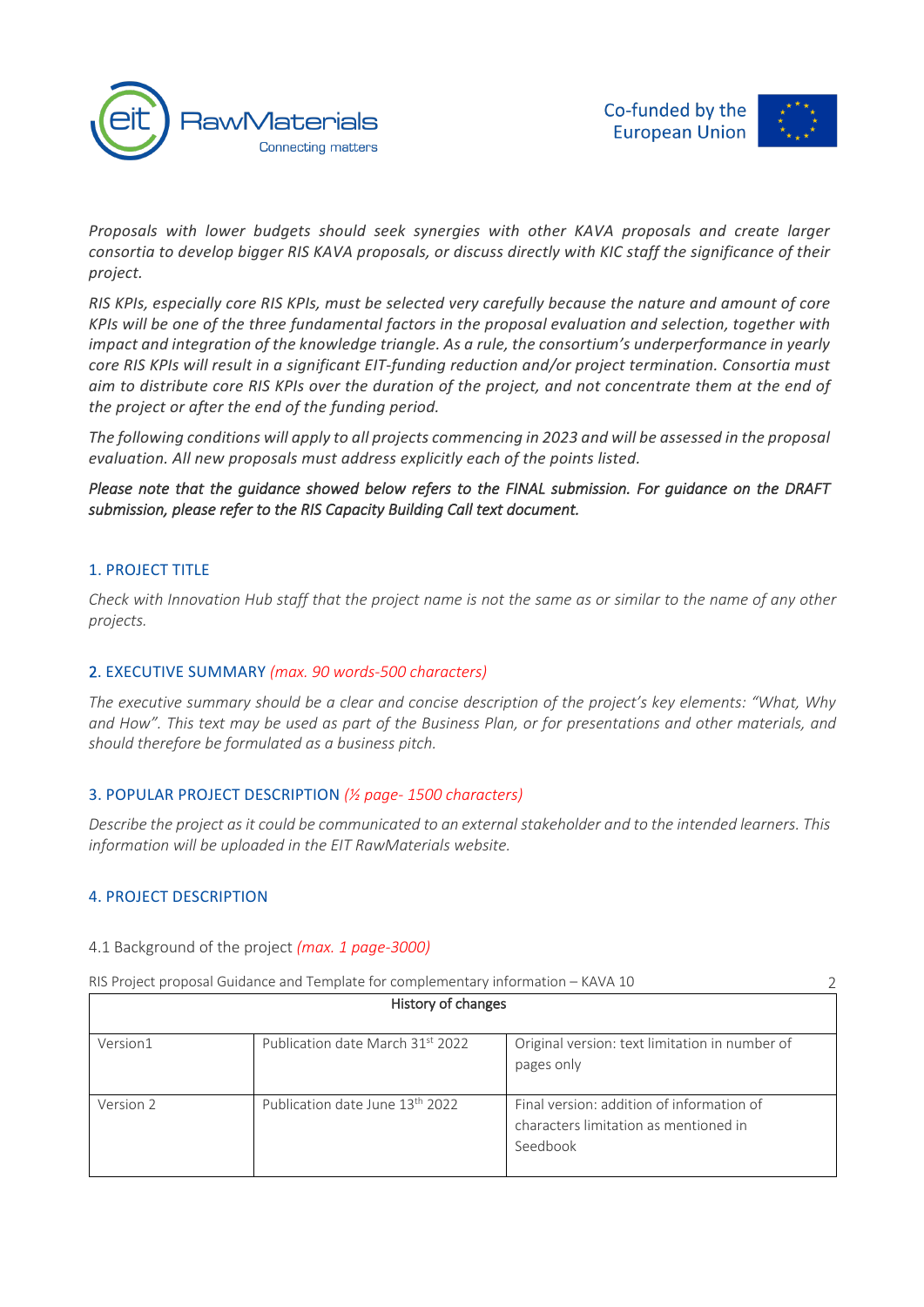*Proposals with lower budgets should seek synergies with other KAVA proposals and create larger consortia to develop bigger RIS KAVA proposals, or discuss directly with KIC staff the significance of their project.*

*RIS KPIs, especially core RIS KPIs, must be selected very carefully because the nature and amount of core KPIs will be one of the three fundamental factors in the proposal evaluation and selection, together with impact and integration of the knowledge triangle. As a rule, the consortium's underperformance in yearly core RIS KPIs will result in a significant EIT-funding reduction and/or project termination. Consortia must aim to distribute core RIS KPIs over the duration of the project, and not concentrate them at the end of the project or after the end of the funding period.*

*The following conditions will apply to all projects commencing in 2023 and will be assessed in the proposal evaluation. All new proposals must address explicitly each of the points listed.*

***Please note that the guidance showed below refers to the FINAL submission. For guidance on the DRAFT submission, please refer to the RIS Capacity Building Call text document.***

## 1. PROJECT TITLE

*Check with Innovation Hub staff that the project name is not the same as or similar to the name of any other projects.*

## 2. EXECUTIVE SUMMARY *(max. 90 words-500 characters)*

*The executive summary should be a clear and concise description of the project's key elements: "What, Why and How". This text may be used as part of the Business Plan, or for presentations and other materials, and should therefore be formulated as a business pitch.*

## 3. POPULAR PROJECT DESCRIPTION *(½ page- 1500 characters)*

*Describe the project as it could be communicated to an external stakeholder and to the intended learners. This information will be uploaded in the EIT RawMaterials website.*

## 4. PROJECT DESCRIPTION

### 4.1 Background of the project *(max. 1 page-3000)*

| History of changes | | |
|---|---|---|
| Version1 | Publication date March 31st 2022 | Original version: text limitation in number of pages only |
| Version 2 | Publication date June 13th 2022 | Final version: addition of information of characters limitation as mentioned in Seedbook |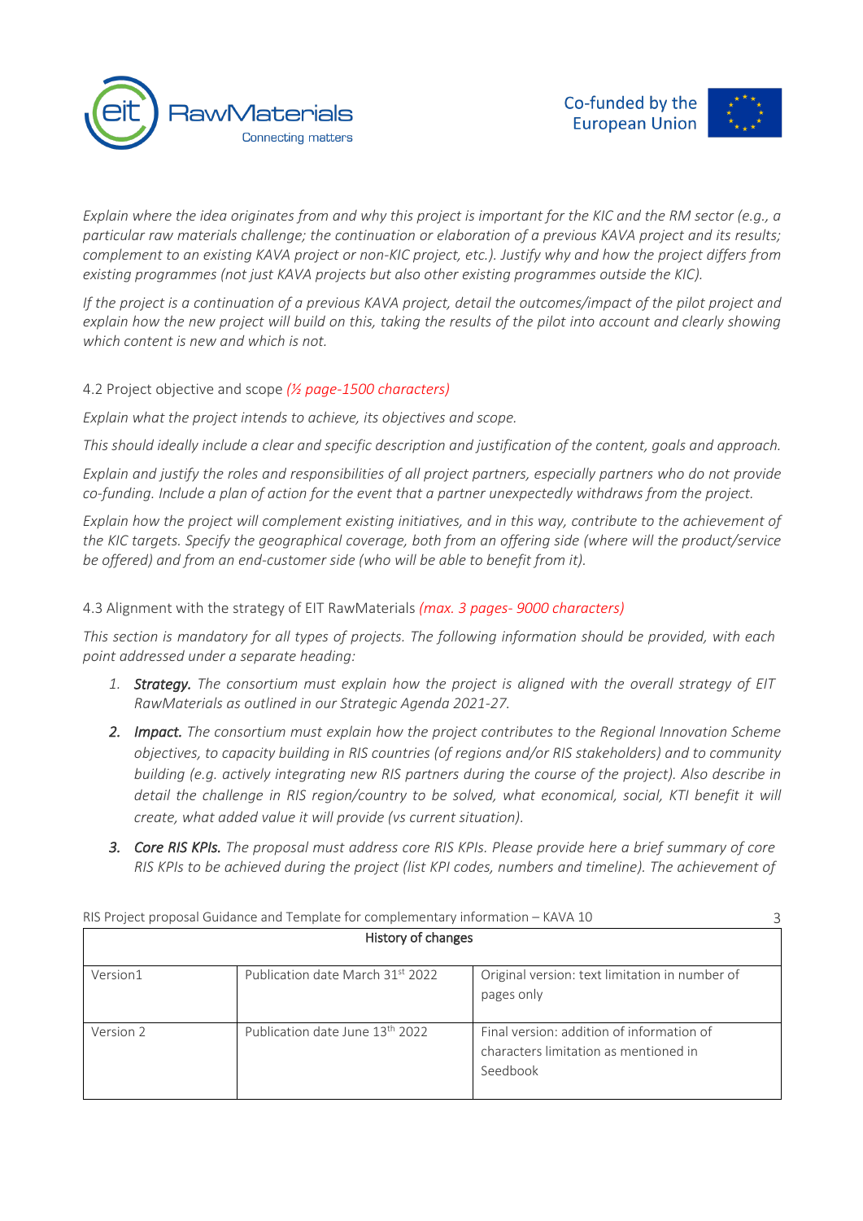*Explain where the idea originates from and why this project is important for the KIC and the RM sector (e.g., a particular raw materials challenge; the continuation or elaboration of a previous KAVA project and its results; complement to an existing KAVA project or non-KIC project, etc.). Justify why and how the project differs from existing programmes (not just KAVA projects but also other existing programmes outside the KIC).*

*If the project is a continuation of a previous KAVA project, detail the outcomes/impact of the pilot project and explain how the new project will build on this, taking the results of the pilot into account and clearly showing which content is new and which is not.*

4.2 Project objective and scope *(½ page-1500 characters)*

*Explain what the project intends to achieve, its objectives and scope.*

*This should ideally include a clear and specific description and justification of the content, goals and approach.*

*Explain and justify the roles and responsibilities of all project partners, especially partners who do not provide co-funding. Include a plan of action for the event that a partner unexpectedly withdraws from the project.*

*Explain how the project will complement existing initiatives, and in this way, contribute to the achievement of the KIC targets. Specify the geographical coverage, both from an offering side (where will the product/service be offered) and from an end-customer side (who will be able to benefit from it).*

4.3 Alignment with the strategy of EIT RawMaterials *(max. 3 pages- 9000 characters)*

*This section is mandatory for all types of projects. The following information should be provided, with each point addressed under a separate heading:*

1. ***Strategy.*** *The consortium must explain how the project is aligned with the overall strategy of EIT RawMaterials as outlined in our Strategic Agenda 2021-27.*
2. ***Impact.*** *The consortium must explain how the project contributes to the Regional Innovation Scheme objectives, to capacity building in RIS countries (of regions and/or RIS stakeholders) and to community building (e.g. actively integrating new RIS partners during the course of the project). Also describe in detail the challenge in RIS region/country to be solved, what economical, social, KTI benefit it will create, what added value it will provide (vs current situation).*
3. ***Core RIS KPIs.*** *The proposal must address core RIS KPIs. Please provide here a brief summary of core RIS KPIs to be achieved during the project (list KPI codes, numbers and timeline). The achievement of*

| History of changes | | |
|---|---|---|
| Version1 | Publication date March 31st 2022 | Original version: text limitation in number of pages only |
| Version 2 | Publication date June 13th 2022 | Final version: addition of information of characters limitation as mentioned in Seedbook |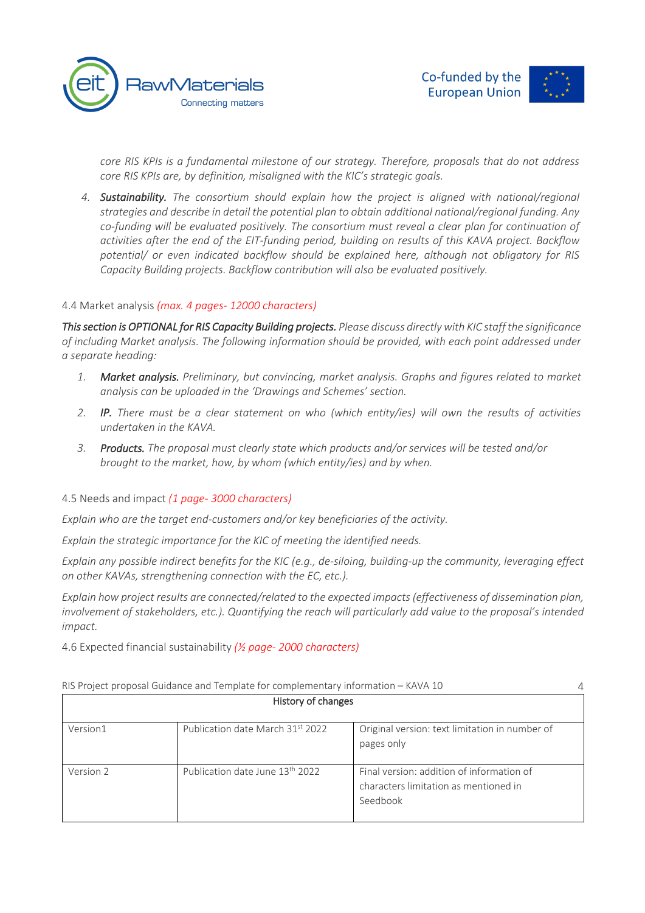*core RIS KPIs is a fundamental milestone of our strategy. Therefore, proposals that do not address core RIS KPIs are, by definition, misaligned with the KIC's strategic goals.*

4. ***Sustainability.*** *The consortium should explain how the project is aligned with national/regional strategies and describe in detail the potential plan to obtain additional national/regional funding. Any co-funding will be evaluated positively. The consortium must reveal a clear plan for continuation of activities after the end of the EIT-funding period, building on results of this KAVA project. Backflow potential/ or even indicated backflow should be explained here, although not obligatory for RIS Capacity Building projects. Backflow contribution will also be evaluated positively.*

### 4.4 Market analysis *(max. 4 pages- 12000 characters)*

***This section is OPTIONAL for RIS Capacity Building projects.*** *Please discuss directly with KIC staff the significance of including Market analysis. The following information should be provided, with each point addressed under a separate heading:*

1. ***Market analysis.*** *Preliminary, but convincing, market analysis. Graphs and figures related to market analysis can be uploaded in the 'Drawings and Schemes' section.*
2. ***IP.*** *There must be a clear statement on who (which entity/ies) will own the results of activities undertaken in the KAVA.*
3. ***Products.*** *The proposal must clearly state which products and/or services will be tested and/or brought to the market, how, by whom (which entity/ies) and by when.*

### 4.5 Needs and impact *(1 page- 3000 characters)*

*Explain who are the target end-customers and/or key beneficiaries of the activity.*

*Explain the strategic importance for the KIC of meeting the identified needs.*

*Explain any possible indirect benefits for the KIC (e.g., de-siloing, building-up the community, leveraging effect on other KAVAs, strengthening connection with the EC, etc.).*

*Explain how project results are connected/related to the expected impacts (effectiveness of dissemination plan, involvement of stakeholders, etc.). Quantifying the reach will particularly add value to the proposal's intended impact.*

### 4.6 Expected financial sustainability *(½ page- 2000 characters)*

| History of changes | | |
|---|---|---|
| Version1 | Publication date March 31st 2022 | Original version: text limitation in number of pages only |
| Version 2 | Publication date June 13th 2022 | Final version: addition of information of characters limitation as mentioned in Seedbook |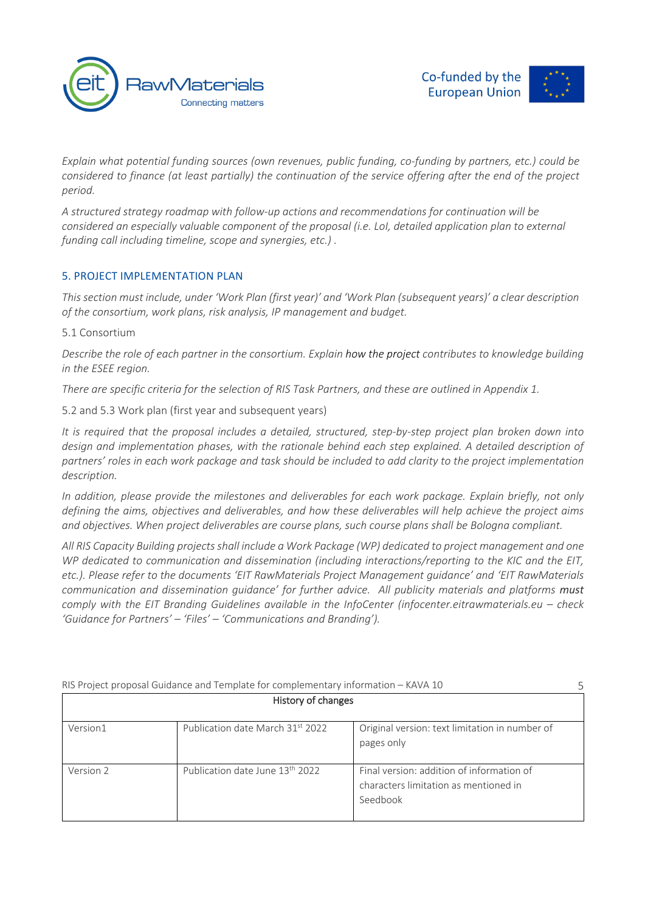*Explain what potential funding sources (own revenues, public funding, co-funding by partners, etc.) could be considered to finance (at least partially) the continuation of the service offering after the end of the project period.*

*A structured strategy roadmap with follow-up actions and recommendations for continuation will be considered an especially valuable component of the proposal (i.e. LoI, detailed application plan to external funding call including timeline, scope and synergies, etc.) .*

## 5. PROJECT IMPLEMENTATION PLAN

*This section must include, under 'Work Plan (first year)' and 'Work Plan (subsequent years)' a clear description of the consortium, work plans, risk analysis, IP management and budget.*

### 5.1 Consortium

*Describe the role of each partner in the consortium. Explain* how the project *contributes to knowledge building in the ESEE region.*

*There are specific criteria for the selection of RIS Task Partners, and these are outlined in Appendix 1.*

### 5.2 and 5.3 Work plan (first year and subsequent years)

*It is required that the proposal includes a detailed, structured, step-by-step project plan broken down into design and implementation phases, with the rationale behind each step explained. A detailed description of partners' roles in each work package and task should be included to add clarity to the project implementation description.*

*In addition, please provide the milestones and deliverables for each work package. Explain briefly, not only defining the aims, objectives and deliverables, and how these deliverables will help achieve the project aims and objectives. When project deliverables are course plans, such course plans shall be Bologna compliant.*

*All RIS Capacity Building projects shall include a Work Package (WP) dedicated to project management and one WP dedicated to communication and dissemination (including interactions/reporting to the KIC and the EIT, etc.). Please refer to the documents 'EIT RawMaterials Project Management guidance' and 'EIT RawMaterials communication and dissemination guidance' for further advice. All publicity materials and platforms* ***must*** *comply with the EIT Branding Guidelines available in the InfoCenter (infocenter.eitrawmaterials.eu – check 'Guidance for Partners' – 'Files' – 'Communications and Branding').*

| History of changes | | |
|---|---|---|
| Version1 | Publication date March 31st 2022 | Original version: text limitation in number of pages only |
| Version 2 | Publication date June 13th 2022 | Final version: addition of information of characters limitation as mentioned in Seedbook |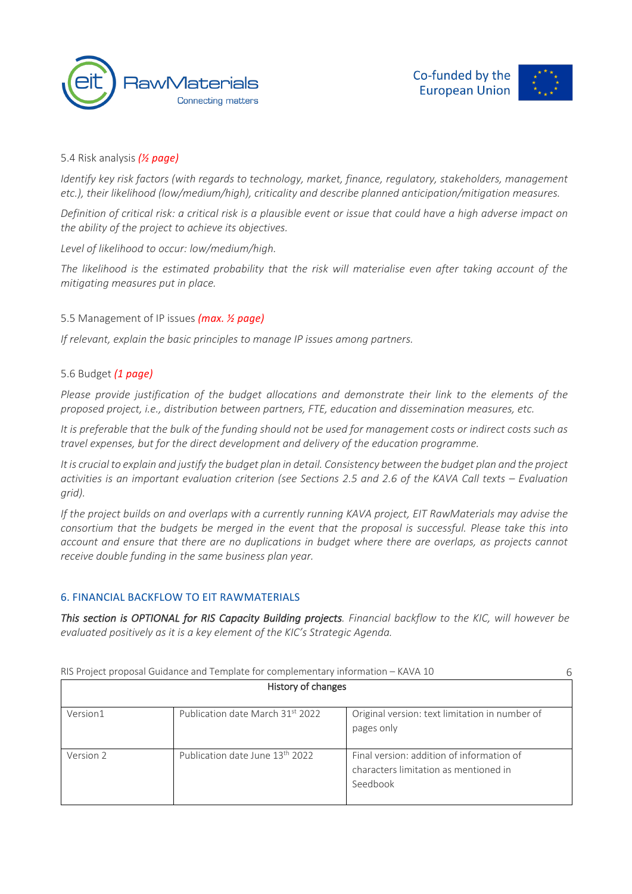### 5.4 Risk analysis *(½ page)*

*Identify key risk factors (with regards to technology, market, finance, regulatory, stakeholders, management etc.), their likelihood (low/medium/high), criticality and describe planned anticipation/mitigation measures.*

*Definition of critical risk: a critical risk is a plausible event or issue that could have a high adverse impact on the ability of the project to achieve its objectives.*

*Level of likelihood to occur: low/medium/high.*

*The likelihood is the estimated probability that the risk will materialise even after taking account of the mitigating measures put in place.*

### 5.5 Management of IP issues ***(max. ½ page)***

*If relevant, explain the basic principles to manage IP issues among partners.*

### 5.6 Budget *(1 page)*

*Please provide justification of the budget allocations and demonstrate their link to the elements of the proposed project, i.e., distribution between partners, FTE, education and dissemination measures, etc.*

*It is preferable that the bulk of the funding should not be used for management costs or indirect costs such as travel expenses, but for the direct development and delivery of the education programme.*

*It is crucial to explain and justify the budget plan in detail. Consistency between the budget plan and the project activities is an important evaluation criterion (see Sections 2.5 and 2.6 of the KAVA Call texts – Evaluation grid).*

*If the project builds on and overlaps with a currently running KAVA project, EIT RawMaterials may advise the consortium that the budgets be merged in the event that the proposal is successful. Please take this into account and ensure that there are no duplications in budget where there are overlaps, as projects cannot receive double funding in the same business plan year.*

## 6. FINANCIAL BACKFLOW TO EIT RAWMATERIALS

***This section is OPTIONAL for RIS Capacity Building projects****. Financial backflow to the KIC, will however be evaluated positively as it is a key element of the KIC's Strategic Agenda.*

| History of changes | | |
|---|---|---|
| Version1 | Publication date March 31st 2022 | Original version: text limitation in number of pages only |
| Version 2 | Publication date June 13th 2022 | Final version: addition of information of characters limitation as mentioned in Seedbook |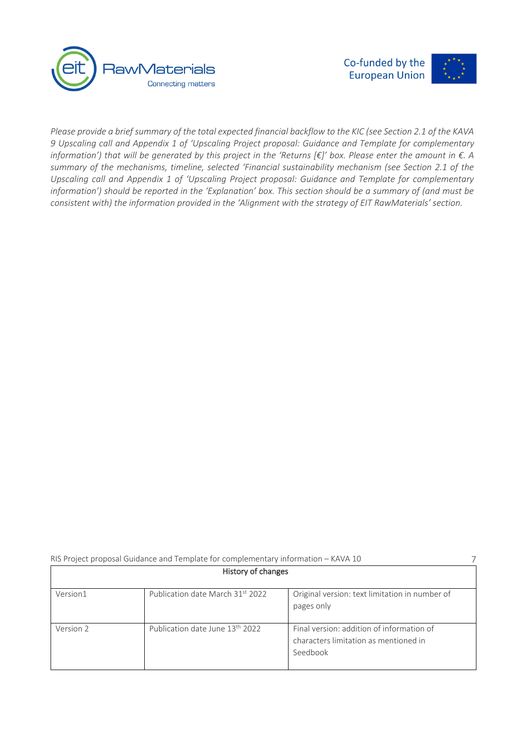*Please provide a brief summary of the total expected financial backflow to the KIC (see Section 2.1 of the KAVA 9 Upscaling call and Appendix 1 of 'Upscaling Project proposal: Guidance and Template for complementary information') that will be generated by this project in the 'Returns [€]' box. Please enter the amount in €. A summary of the mechanisms, timeline, selected 'Financial sustainability mechanism (see Section 2.1 of the Upscaling call and Appendix 1 of 'Upscaling Project proposal: Guidance and Template for complementary information') should be reported in the 'Explanation' box. This section should be a summary of (and must be consistent with) the information provided in the 'Alignment with the strategy of EIT RawMaterials' section.*

| History of changes | | |
|---|---|---|
| Version1 | Publication date March 31st 2022 | Original version: text limitation in number of pages only |
| Version 2 | Publication date June 13th 2022 | Final version: addition of information of characters limitation as mentioned in Seedbook |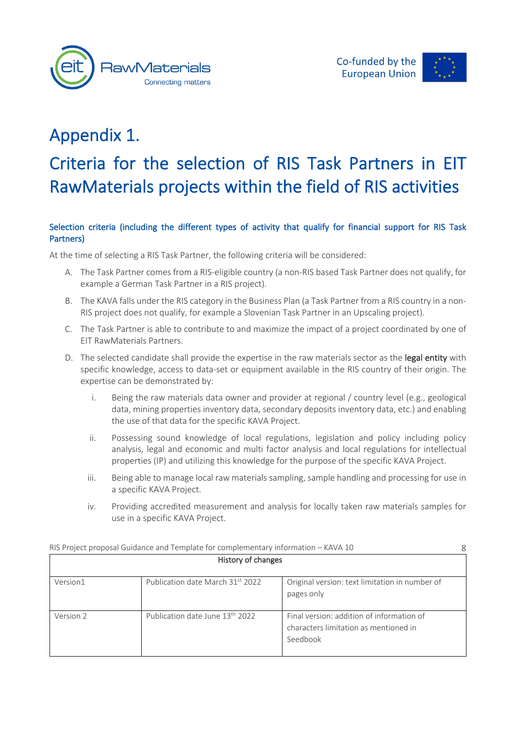# Appendix 1.

# Criteria for the selection of RIS Task Partners in EIT RawMaterials projects within the field of RIS activities

### Selection criteria (including the different types of activity that qualify for financial support for RIS Task Partners)

At the time of selecting a RIS Task Partner, the following criteria will be considered:

A. The Task Partner comes from a RIS-eligible country (a non-RIS based Task Partner does not qualify, for example a German Task Partner in a RIS project).

B. The KAVA falls under the RIS category in the Business Plan (a Task Partner from a RIS country in a non-RIS project does not qualify, for example a Slovenian Task Partner in an Upscaling project).

C. The Task Partner is able to contribute to and maximize the impact of a project coordinated by one of EIT RawMaterials Partners.

D. The selected candidate shall provide the expertise in the raw materials sector as the **legal entity** with specific knowledge, access to data-set or equipment available in the RIS country of their origin. The expertise can be demonstrated by:

   i. Being the raw materials data owner and provider at regional / country level (e.g., geological data, mining properties inventory data, secondary deposits inventory data, etc.) and enabling the use of that data for the specific KAVA Project.

   ii. Possessing sound knowledge of local regulations, legislation and policy including policy analysis, legal and economic and multi factor analysis and local regulations for intellectual properties (IP) and utilizing this knowledge for the purpose of the specific KAVA Project.

   iii. Being able to manage local raw materials sampling, sample handling and processing for use in a specific KAVA Project.

   iv. Providing accredited measurement and analysis for locally taken raw materials samples for use in a specific KAVA Project.

| History of changes | | |
|---|---|---|
| Version1 | Publication date March 31st 2022 | Original version: text limitation in number of pages only |
| Version 2 | Publication date June 13th 2022 | Final version: addition of information of characters limitation as mentioned in Seedbook |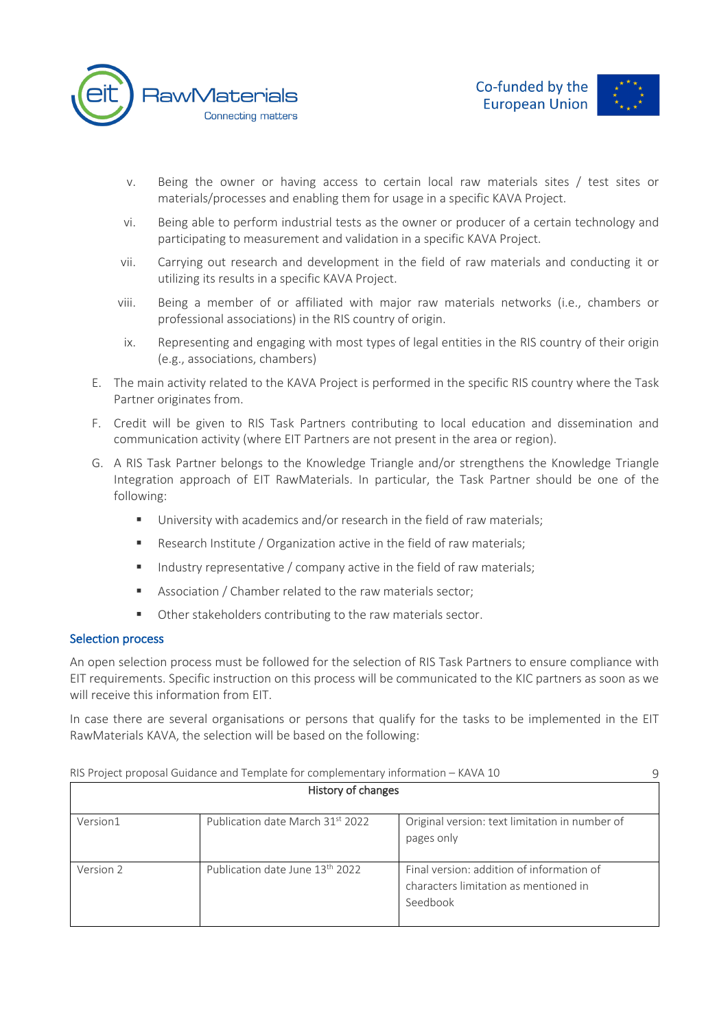v. Being the owner or having access to certain local raw materials sites / test sites or materials/processes and enabling them for usage in a specific KAVA Project.

vi. Being able to perform industrial tests as the owner or producer of a certain technology and participating to measurement and validation in a specific KAVA Project.

vii. Carrying out research and development in the field of raw materials and conducting it or utilizing its results in a specific KAVA Project.

viii. Being a member of or affiliated with major raw materials networks (i.e., chambers or professional associations) in the RIS country of origin.

ix. Representing and engaging with most types of legal entities in the RIS country of their origin (e.g., associations, chambers)

E. The main activity related to the KAVA Project is performed in the specific RIS country where the Task Partner originates from.

F. Credit will be given to RIS Task Partners contributing to local education and dissemination and communication activity (where EIT Partners are not present in the area or region).

G. A RIS Task Partner belongs to the Knowledge Triangle and/or strengthens the Knowledge Triangle Integration approach of EIT RawMaterials. In particular, the Task Partner should be one of the following:

- University with academics and/or research in the field of raw materials;
- Research Institute / Organization active in the field of raw materials;
- Industry representative / company active in the field of raw materials;
- Association / Chamber related to the raw materials sector;
- Other stakeholders contributing to the raw materials sector.

### Selection process

An open selection process must be followed for the selection of RIS Task Partners to ensure compliance with EIT requirements. Specific instruction on this process will be communicated to the KIC partners as soon as we will receive this information from EIT.

In case there are several organisations or persons that qualify for the tasks to be implemented in the EIT RawMaterials KAVA, the selection will be based on the following:

| History of changes | | |
|---|---|---|
| Version1 | Publication date March 31st 2022 | Original version: text limitation in number of pages only |
| Version 2 | Publication date June 13th 2022 | Final version: addition of information of characters limitation as mentioned in Seedbook |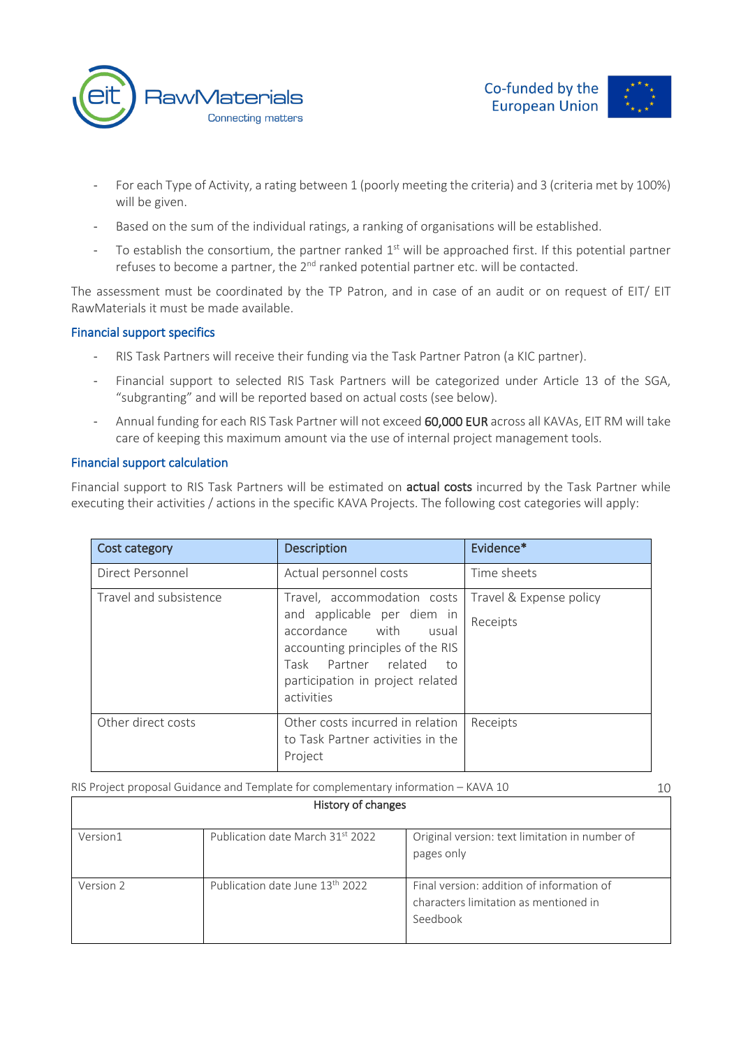- For each Type of Activity, a rating between 1 (poorly meeting the criteria) and 3 (criteria met by 100%) will be given.
- Based on the sum of the individual ratings, a ranking of organisations will be established.
- To establish the consortium, the partner ranked 1st will be approached first. If this potential partner refuses to become a partner, the 2nd ranked potential partner etc. will be contacted.

The assessment must be coordinated by the TP Patron, and in case of an audit or on request of EIT/ EIT RawMaterials it must be made available.

### Financial support specifics

- RIS Task Partners will receive their funding via the Task Partner Patron (a KIC partner).
- Financial support to selected RIS Task Partners will be categorized under Article 13 of the SGA, "subgranting" and will be reported based on actual costs (see below).
- Annual funding for each RIS Task Partner will not exceed **60,000 EUR** across all KAVAs, EIT RM will take care of keeping this maximum amount via the use of internal project management tools.

### Financial support calculation

Financial support to RIS Task Partners will be estimated on **actual costs** incurred by the Task Partner while executing their activities / actions in the specific KAVA Projects. The following cost categories will apply:

| Cost category | Description | Evidence* |
|---|---|---|
| Direct Personnel | Actual personnel costs | Time sheets |
| Travel and subsistence | Travel, accommodation costs and applicable per diem in accordance with usual accounting principles of the RIS Task Partner related to participation in project related activities | Travel & Expense policy<br>Receipts |
| Other direct costs | Other costs incurred in relation to Task Partner activities in the Project | Receipts |

| History of changes | | |
|---|---|---|
| Version1 | Publication date March 31st 2022 | Original version: text limitation in number of pages only |
| Version 2 | Publication date June 13th 2022 | Final version: addition of information of characters limitation as mentioned in Seedbook |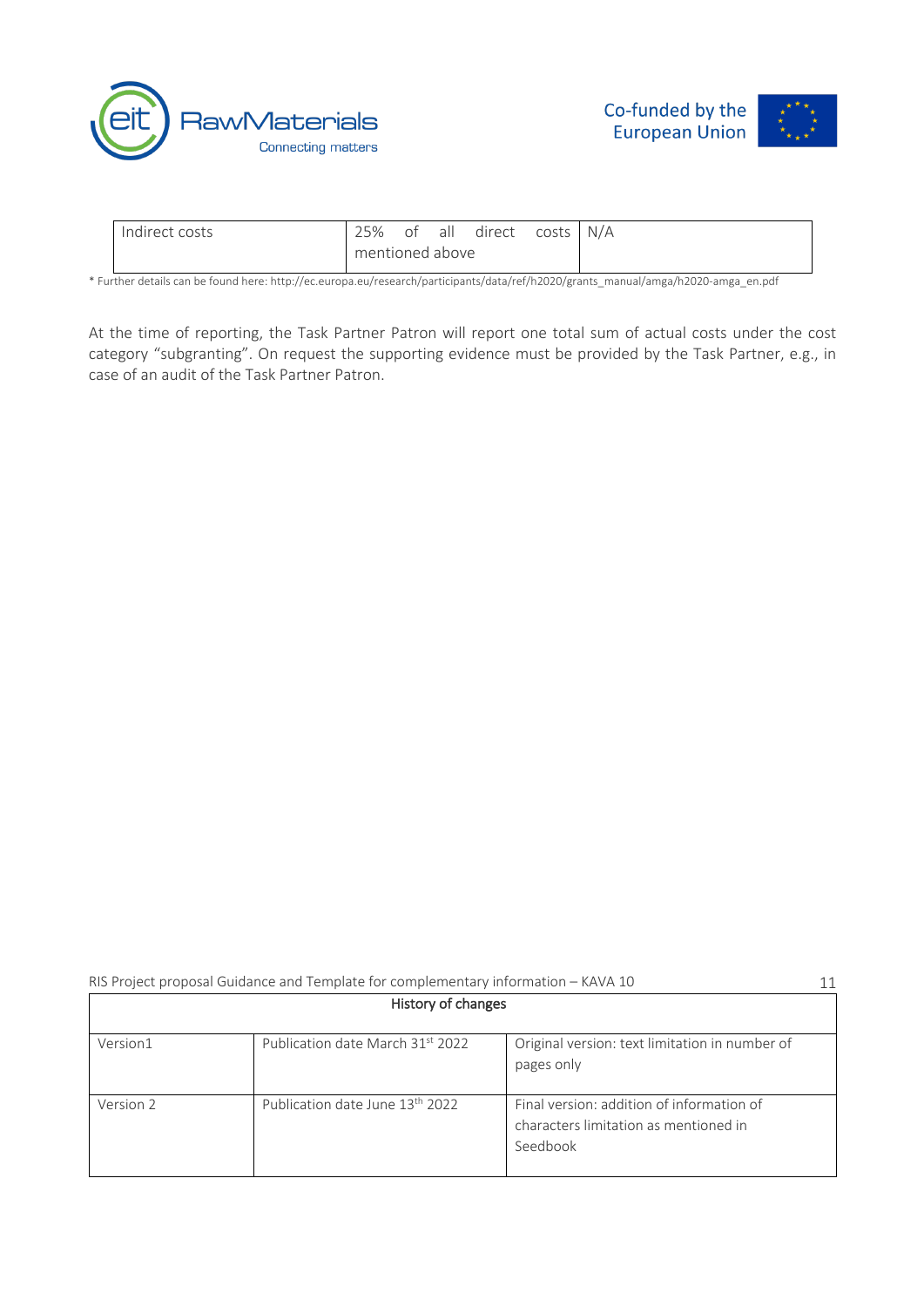| | | |
|---|---|---|
| Indirect costs | 25% of all direct costs mentioned above | N/A |

* Further details can be found here: http://ec.europa.eu/research/participants/data/ref/h2020/grants_manual/amga/h2020-amga_en.pdf

At the time of reporting, the Task Partner Patron will report one total sum of actual costs under the cost category "subgranting". On request the supporting evidence must be provided by the Task Partner, e.g., in case of an audit of the Task Partner Patron.

| History of changes | | |
|---|---|---|
| Version1 | Publication date March 31st 2022 | Original version: text limitation in number of pages only |
| Version 2 | Publication date June 13th 2022 | Final version: addition of information of characters limitation as mentioned in Seedbook |